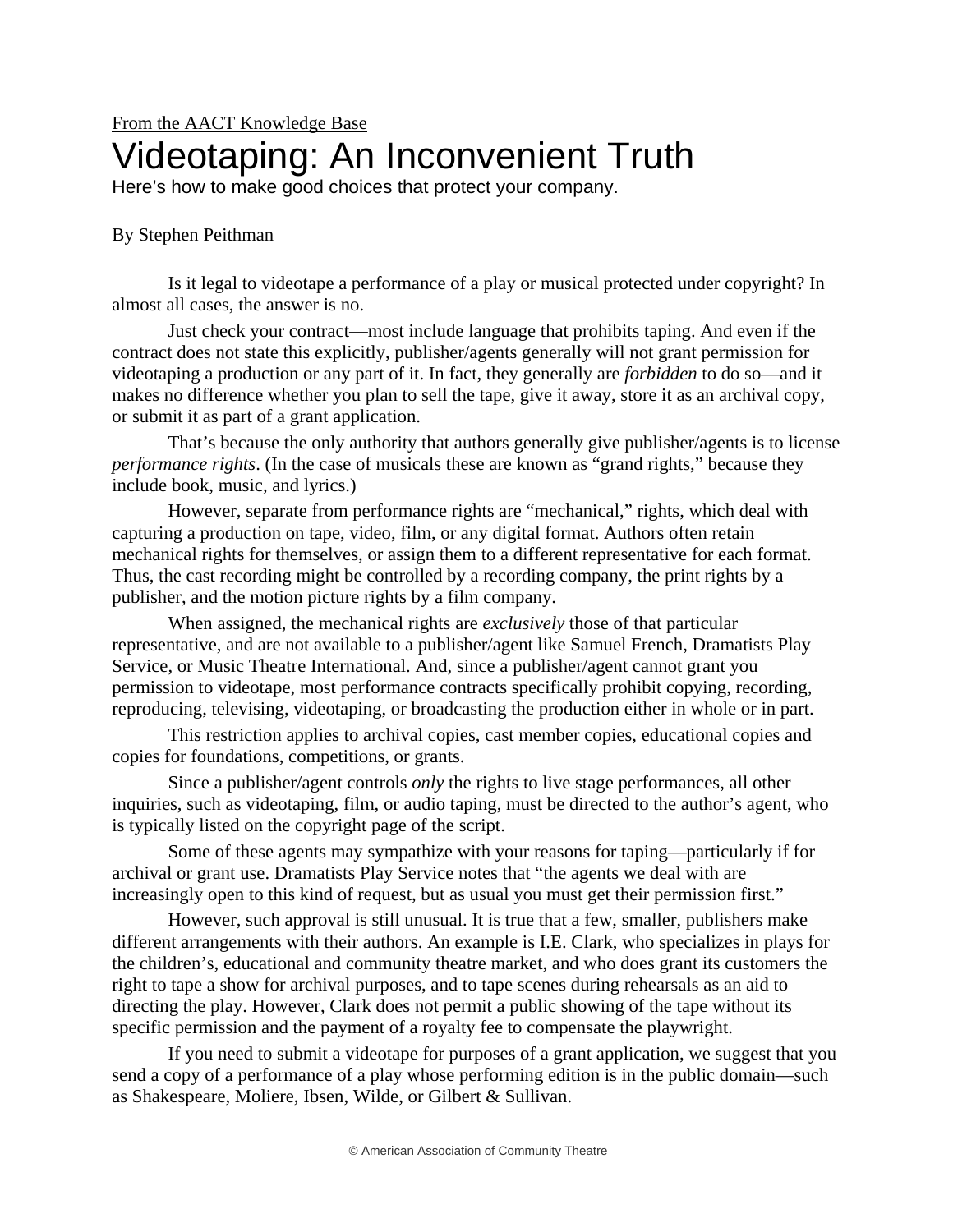From the AACT Knowledge Base

# Videotaping: An Inconvenient Truth

Here's how to make good choices that protect your company.

By Stephen Peithman

Is it legal to videotape a performance of a play or musical protected under copyright? In almost all cases, the answer is no.

Just check your contract—most include language that prohibits taping. And even if the contract does not state this explicitly, publisher/agents generally will not grant permission for videotaping a production or any part of it. In fact, they generally are *forbidden* to do so—and it makes no difference whether you plan to sell the tape, give it away, store it as an archival copy, or submit it as part of a grant application.

That's because the only authority that authors generally give publisher/agents is to license *performance rights*. (In the case of musicals these are known as "grand rights," because they include book, music, and lyrics.)

However, separate from performance rights are "mechanical," rights, which deal with capturing a production on tape, video, film, or any digital format. Authors often retain mechanical rights for themselves, or assign them to a different representative for each format. Thus, the cast recording might be controlled by a recording company, the print rights by a publisher, and the motion picture rights by a film company.

When assigned, the mechanical rights are *exclusively* those of that particular representative, and are not available to a publisher/agent like Samuel French, Dramatists Play Service, or Music Theatre International. And, since a publisher/agent cannot grant you permission to videotape, most performance contracts specifically prohibit copying, recording, reproducing, televising, videotaping, or broadcasting the production either in whole or in part.

This restriction applies to archival copies, cast member copies, educational copies and copies for foundations, competitions, or grants.

Since a publisher/agent controls *only* the rights to live stage performances, all other inquiries, such as videotaping, film, or audio taping, must be directed to the author's agent, who is typically listed on the copyright page of the script.

Some of these agents may sympathize with your reasons for taping—particularly if for archival or grant use. Dramatists Play Service notes that "the agents we deal with are increasingly open to this kind of request, but as usual you must get their permission first."

However, such approval is still unusual. It is true that a few, smaller, publishers make different arrangements with their authors. An example is I.E. Clark, who specializes in plays for the children's, educational and community theatre market, and who does grant its customers the right to tape a show for archival purposes, and to tape scenes during rehearsals as an aid to directing the play. However, Clark does not permit a public showing of the tape without its specific permission and the payment of a royalty fee to compensate the playwright.

If you need to submit a videotape for purposes of a grant application, we suggest that you send a copy of a performance of a play whose performing edition is in the public domain—such as Shakespeare, Moliere, Ibsen, Wilde, or Gilbert & Sullivan.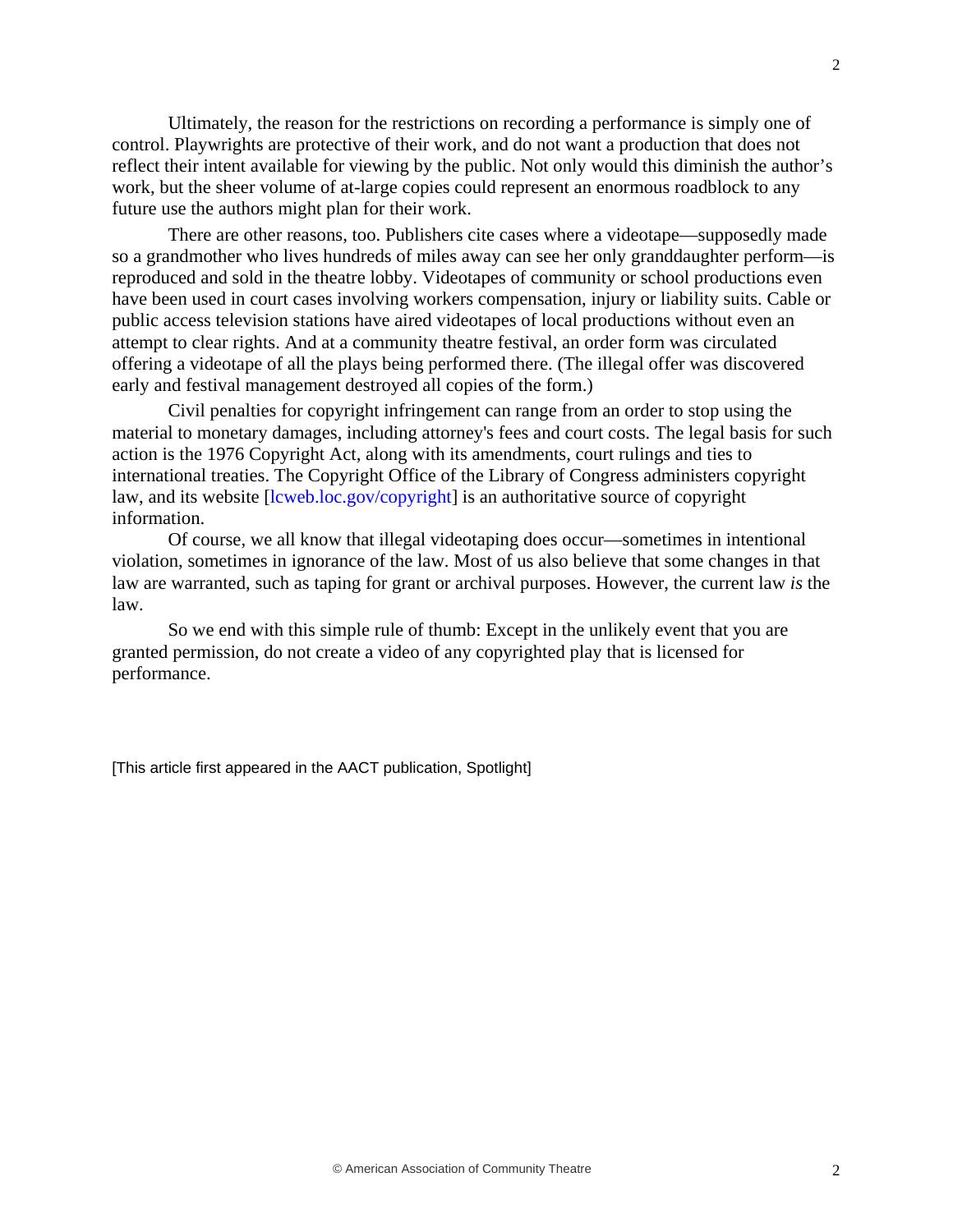Ultimately, the reason for the restrictions on recording a performance is simply one of control. Playwrights are protective of their work, and do not want a production that does not reflect their intent available for viewing by the public. Not only would this diminish the author's work, but the sheer volume of at-large copies could represent an enormous roadblock to any future use the authors might plan for their work.

There are other reasons, too. Publishers cite cases where a videotape—supposedly made so a grandmother who lives hundreds of miles away can see her only granddaughter perform—is reproduced and sold in the theatre lobby. Videotapes of community or school productions even have been used in court cases involving workers compensation, injury or liability suits. Cable or public access television stations have aired videotapes of local productions without even an attempt to clear rights. And at a community theatre festival, an order form was circulated offering a videotape of all the plays being performed there. (The illegal offer was discovered early and festival management destroyed all copies of the form.)

Civil penalties for copyright infringement can range from an order to stop using the material to monetary damages, including attorney's fees and court costs. The legal basis for such action is the 1976 Copyright Act, along with its amendments, court rulings and ties to international treaties. The Copyright Office of the Library of Congress administers copyright law, and its website [lcweb.loc.gov/copyright] is an authoritative source of copyright information.

Of course, we all know that illegal videotaping does occur—sometimes in intentional violation, sometimes in ignorance of the law. Most of us also believe that some changes in that law are warranted, such as taping for grant or archival purposes. However, the current law *is* the law.

So we end with this simple rule of thumb: Except in the unlikely event that you are granted permission, do not create a video of any copyrighted play that is licensed for performance.

[This article first appeared in the AACT publication, Spotlight]

© American Association of Community Theatre